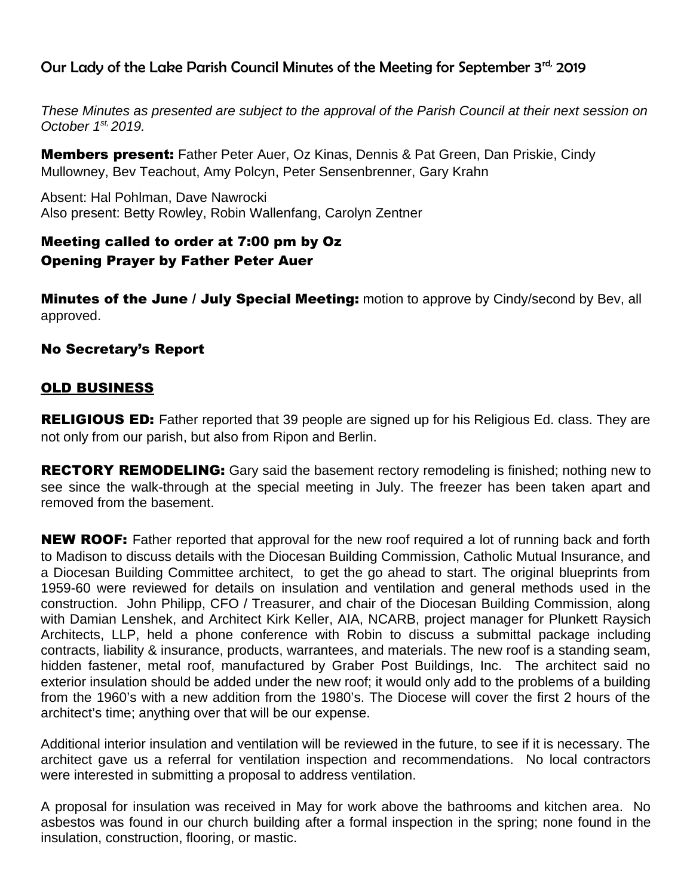# Our Lady of the Lake Parish Council Minutes of the Meeting for September 3rd, 2019

*These Minutes as presented are subject to the approval of the Parish Council at their next session on October 1st, 2019.*

**Members present:** Father Peter Auer, Oz Kinas, Dennis & Pat Green, Dan Priskie, Cindy Mullowney, Bev Teachout, Amy Polcyn, Peter Sensenbrenner, Gary Krahn

Absent: Hal Pohlman, Dave Nawrocki
Also present: Betty Rowley, Robin Wallenfang, Carolyn Zentner

**Meeting called to order at 7:00 pm by Oz**
**Opening Prayer by Father Peter Auer**

**Minutes of the June / July Special Meeting:** motion to approve by Cindy/second by Bev, all approved.

**No Secretary's Report**

## OLD BUSINESS

**RELIGIOUS ED:** Father reported that 39 people are signed up for his Religious Ed. class. They are not only from our parish, but also from Ripon and Berlin.

**RECTORY REMODELING:** Gary said the basement rectory remodeling is finished; nothing new to see since the walk-through at the special meeting in July. The freezer has been taken apart and removed from the basement.

**NEW ROOF:** Father reported that approval for the new roof required a lot of running back and forth to Madison to discuss details with the Diocesan Building Commission, Catholic Mutual Insurance, and a Diocesan Building Committee architect, to get the go ahead to start. The original blueprints from 1959-60 were reviewed for details on insulation and ventilation and general methods used in the construction. John Philipp, CFO / Treasurer, and chair of the Diocesan Building Commission, along with Damian Lenshek, and Architect Kirk Keller, AIA, NCARB, project manager for Plunkett Raysich Architects, LLP, held a phone conference with Robin to discuss a submittal package including contracts, liability & insurance, products, warrantees, and materials. The new roof is a standing seam, hidden fastener, metal roof, manufactured by Graber Post Buildings, Inc. The architect said no exterior insulation should be added under the new roof; it would only add to the problems of a building from the 1960's with a new addition from the 1980's. The Diocese will cover the first 2 hours of the architect's time; anything over that will be our expense.

Additional interior insulation and ventilation will be reviewed in the future, to see if it is necessary. The architect gave us a referral for ventilation inspection and recommendations. No local contractors were interested in submitting a proposal to address ventilation.

A proposal for insulation was received in May for work above the bathrooms and kitchen area. No asbestos was found in our church building after a formal inspection in the spring; none found in the insulation, construction, flooring, or mastic.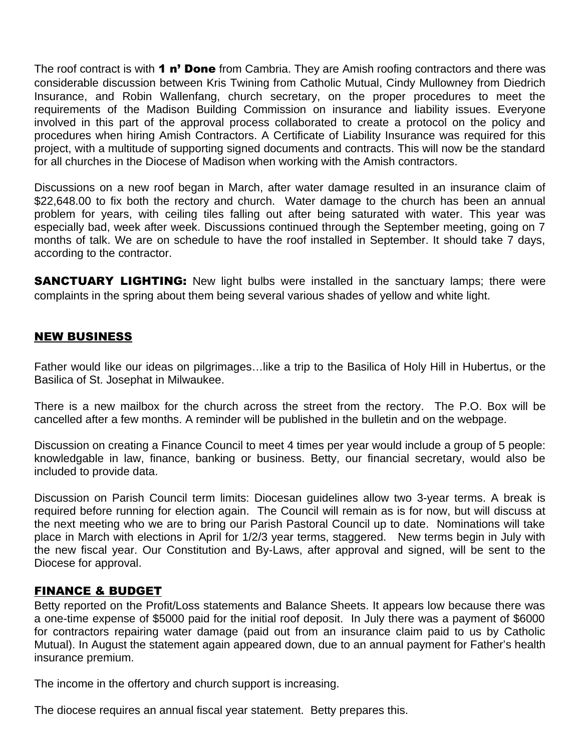The roof contract is with **1 n' Done** from Cambria. They are Amish roofing contractors and there was considerable discussion between Kris Twining from Catholic Mutual, Cindy Mullowney from Diedrich Insurance, and Robin Wallenfang, church secretary, on the proper procedures to meet the requirements of the Madison Building Commission on insurance and liability issues. Everyone involved in this part of the approval process collaborated to create a protocol on the policy and procedures when hiring Amish Contractors. A Certificate of Liability Insurance was required for this project, with a multitude of supporting signed documents and contracts. This will now be the standard for all churches in the Diocese of Madison when working with the Amish contractors.

Discussions on a new roof began in March, after water damage resulted in an insurance claim of $22,648.00 to fix both the rectory and church. Water damage to the church has been an annual problem for years, with ceiling tiles falling out after being saturated with water. This year was especially bad, week after week. Discussions continued through the September meeting, going on 7 months of talk. We are on schedule to have the roof installed in September. It should take 7 days, according to the contractor.

**SANCTUARY LIGHTING:** New light bulbs were installed in the sanctuary lamps; there were complaints in the spring about them being several various shades of yellow and white light.

## NEW BUSINESS

Father would like our ideas on pilgrimages…like a trip to the Basilica of Holy Hill in Hubertus, or the Basilica of St. Josephat in Milwaukee.

There is a new mailbox for the church across the street from the rectory. The P.O. Box will be cancelled after a few months. A reminder will be published in the bulletin and on the webpage.

Discussion on creating a Finance Council to meet 4 times per year would include a group of 5 people: knowledgable in law, finance, banking or business. Betty, our financial secretary, would also be included to provide data.

Discussion on Parish Council term limits: Diocesan guidelines allow two 3-year terms. A break is required before running for election again. The Council will remain as is for now, but will discuss at the next meeting who we are to bring our Parish Pastoral Council up to date. Nominations will take place in March with elections in April for 1/2/3 year terms, staggered. New terms begin in July with the new fiscal year. Our Constitution and By-Laws, after approval and signed, will be sent to the Diocese for approval.

## FINANCE & BUDGET

Betty reported on the Profit/Loss statements and Balance Sheets. It appears low because there was a one-time expense of $5000 paid for the initial roof deposit. In July there was a payment of $6000 for contractors repairing water damage (paid out from an insurance claim paid to us by Catholic Mutual). In August the statement again appeared down, due to an annual payment for Father's health insurance premium.

The income in the offertory and church support is increasing.

The diocese requires an annual fiscal year statement. Betty prepares this.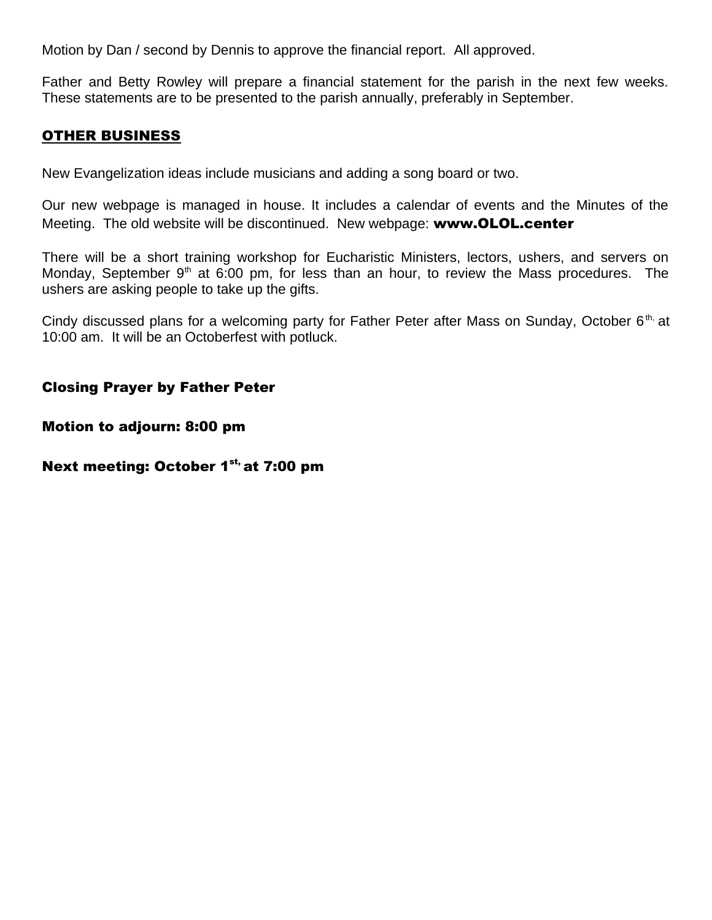Motion by Dan / second by Dennis to approve the financial report. All approved.

Father and Betty Rowley will prepare a financial statement for the parish in the next few weeks. These statements are to be presented to the parish annually, preferably in September.

## OTHER BUSINESS

New Evangelization ideas include musicians and adding a song board or two.

Our new webpage is managed in house. It includes a calendar of events and the Minutes of the Meeting. The old website will be discontinued. New webpage: **www.OLOL.center**

There will be a short training workshop for Eucharistic Ministers, lectors, ushers, and servers on Monday, September 9th at 6:00 pm, for less than an hour, to review the Mass procedures. The ushers are asking people to take up the gifts.

Cindy discussed plans for a welcoming party for Father Peter after Mass on Sunday, October 6th, at 10:00 am. It will be an Octoberfest with potluck.

**Closing Prayer by Father Peter**

**Motion to adjourn: 8:00 pm**

**Next meeting: October 1st, at 7:00 pm**